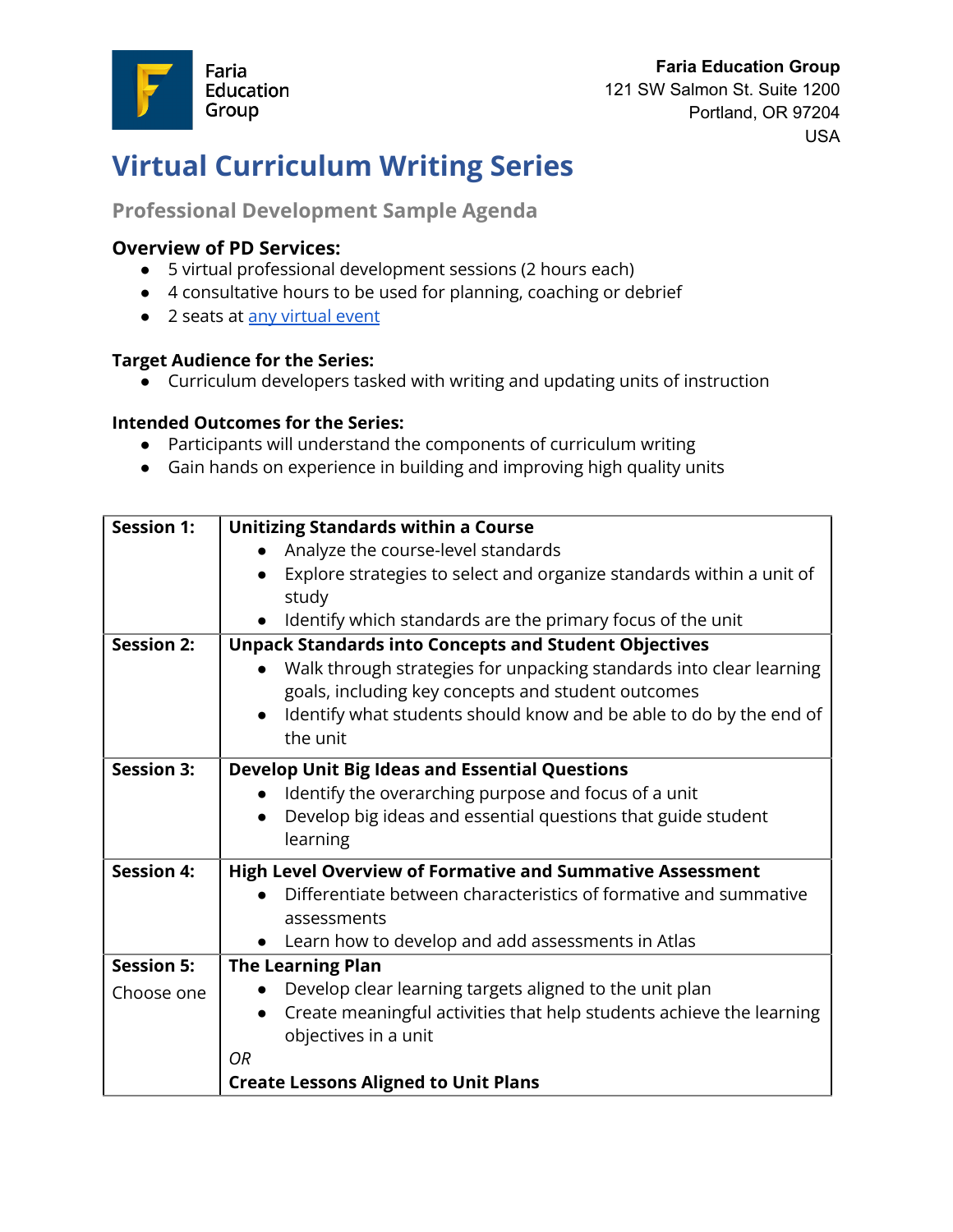Faria Education Group

**Faria Education Group**
121 SW Salmon St. Suite 1200
Portland, OR 97204
USA

# Virtual Curriculum Writing Series

## Professional Development Sample Agenda

**Overview of PD Services:**

- 5 virtual professional development sessions (2 hours each)
- 4 consultative hours to be used for planning, coaching or debrief
- 2 seats at any virtual event

**Target Audience for the Series:**

- Curriculum developers tasked with writing and updating units of instruction

**Intended Outcomes for the Series:**

- Participants will understand the components of curriculum writing
- Gain hands on experience in building and improving high quality units

| Session | Description |
|---|---|
| **Session 1:** | **Unitizing Standards within a Course**<br>• Analyze the course-level standards<br>• Explore strategies to select and organize standards within a unit of study<br>• Identify which standards are the primary focus of the unit |
| **Session 2:** | **Unpack Standards into Concepts and Student Objectives**<br>• Walk through strategies for unpacking standards into clear learning goals, including key concepts and student outcomes<br>• Identify what students should know and be able to do by the end of the unit |
| **Session 3:** | **Develop Unit Big Ideas and Essential Questions**<br>• Identify the overarching purpose and focus of a unit<br>• Develop big ideas and essential questions that guide student learning |
| **Session 4:** | **High Level Overview of Formative and Summative Assessment**<br>• Differentiate between characteristics of formative and summative assessments<br>• Learn how to develop and add assessments in Atlas |
| **Session 5:**<br>Choose one | **The Learning Plan**<br>• Develop clear learning targets aligned to the unit plan<br>• Create meaningful activities that help students achieve the learning objectives in a unit<br>*OR*<br>**Create Lessons Aligned to Unit Plans** |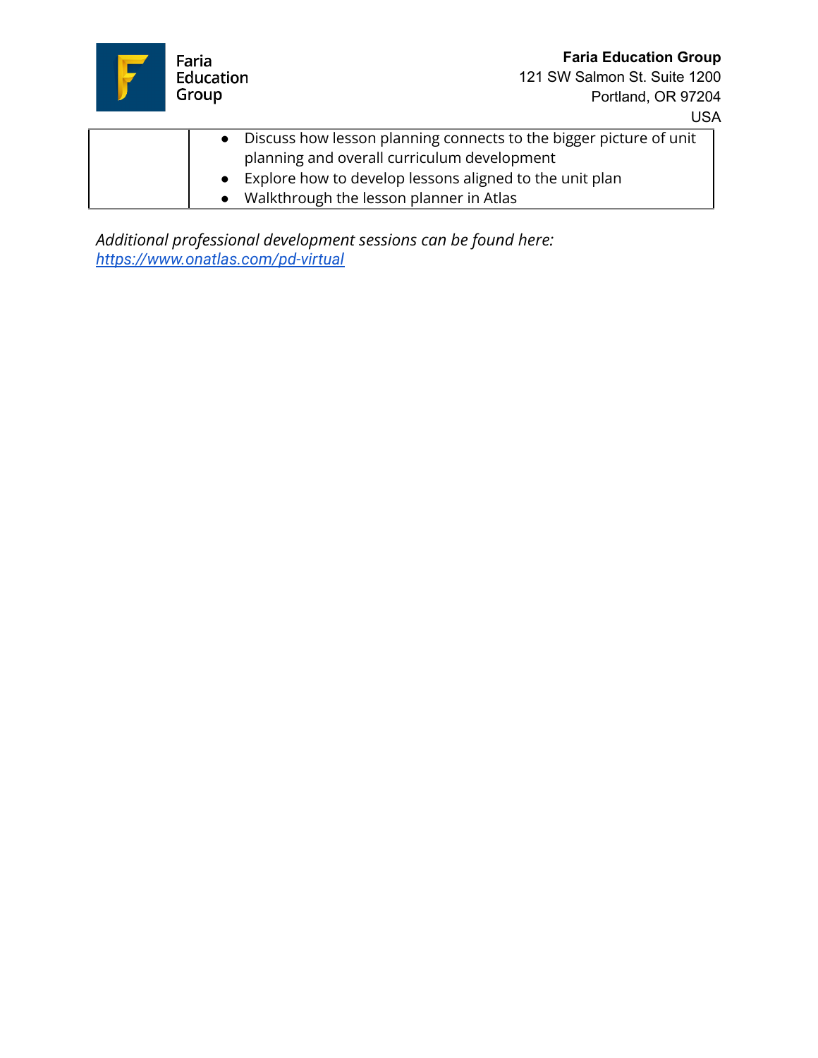| | |
|---|---|
| | • Discuss how lesson planning connects to the bigger picture of unit planning and overall curriculum development<br>• Explore how to develop lessons aligned to the unit plan<br>• Walkthrough the lesson planner in Atlas |

*Additional professional development sessions can be found here:* [*https://www.onatlas.com/pd-virtual*](https://www.onatlas.com/pd-virtual)